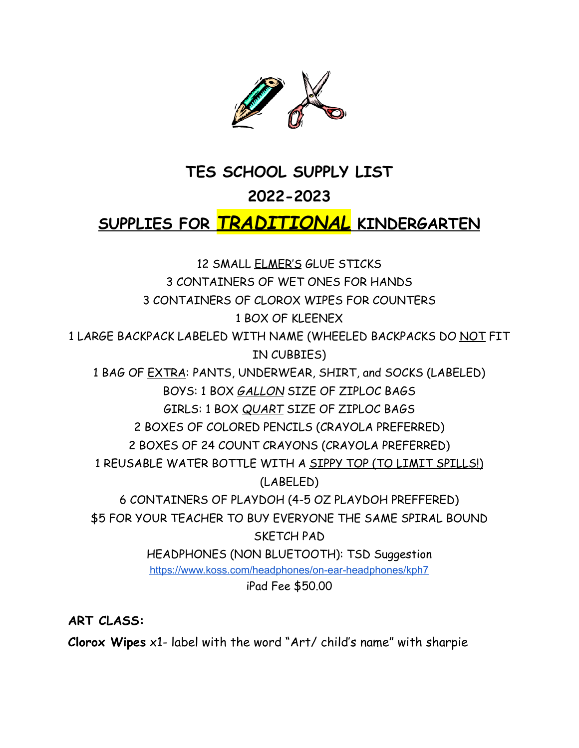# TES SCHOOL SUPPLY LIST

# 2022-2023

## SUPPLIES FOR *TRADITIONAL* KINDERGARTEN

12 SMALL ELMER'S GLUE STICKS

3 CONTAINERS OF WET ONES FOR HANDS

3 CONTAINERS OF CLOROX WIPES FOR COUNTERS

1 BOX OF KLEENEX

1 LARGE BACKPACK LABELED WITH NAME (WHEELED BACKPACKS DO NOT FIT IN CUBBIES)

1 BAG OF EXTRA: PANTS, UNDERWEAR, SHIRT, and SOCKS (LABELED)

BOYS: 1 BOX *GALLON* SIZE OF ZIPLOC BAGS

GIRLS: 1 BOX *QUART* SIZE OF ZIPLOC BAGS

2 BOXES OF COLORED PENCILS (CRAYOLA PREFERRED)

2 BOXES OF 24 COUNT CRAYONS (CRAYOLA PREFERRED)

1 REUSABLE WATER BOTTLE WITH A SIPPY TOP (TO LIMIT SPILLS!) (LABELED)

6 CONTAINERS OF PLAYDOH (4-5 OZ PLAYDOH PREFFERED)

$5 FOR YOUR TEACHER TO BUY EVERYONE THE SAME SPIRAL BOUND SKETCH PAD

HEADPHONES (NON BLUETOOTH): TSD Suggestion

https://www.koss.com/headphones/on-ear-headphones/kph7

iPad Fee $50.00

**ART CLASS:**

**Clorox Wipes** x1- label with the word "Art/ child's name" with sharpie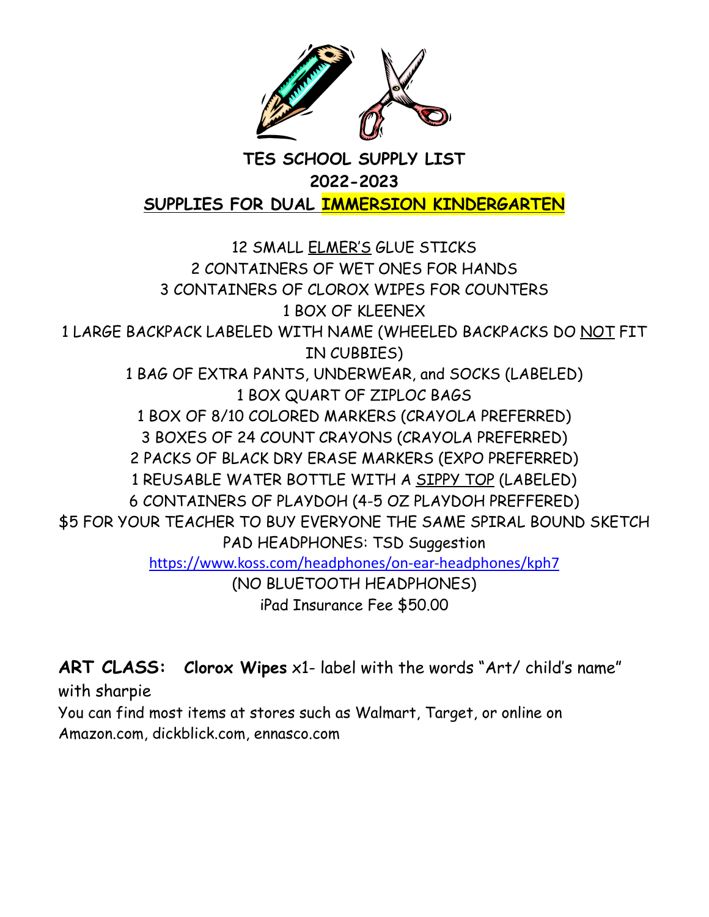# TES SCHOOL SUPPLY LIST

## 2022-2023

## SUPPLIES FOR DUAL IMMERSION KINDERGARTEN

12 SMALL ELMER'S GLUE STICKS
2 CONTAINERS OF WET ONES FOR HANDS
3 CONTAINERS OF CLOROX WIPES FOR COUNTERS
1 BOX OF KLEENEX
1 LARGE BACKPACK LABELED WITH NAME (WHEELED BACKPACKS DO NOT FIT IN CUBBIES)
1 BAG OF EXTRA PANTS, UNDERWEAR, and SOCKS (LABELED)
1 BOX QUART OF ZIPLOC BAGS
1 BOX OF 8/10 COLORED MARKERS (CRAYOLA PREFERRED)
3 BOXES OF 24 COUNT CRAYONS (CRAYOLA PREFERRED)
2 PACKS OF BLACK DRY ERASE MARKERS (EXPO PREFERRED)
1 REUSABLE WATER BOTTLE WITH A SIPPY TOP (LABELED)
6 CONTAINERS OF PLAYDOH (4-5 OZ PLAYDOH PREFFERED)
$5 FOR YOUR TEACHER TO BUY EVERYONE THE SAME SPIRAL BOUND SKETCH PAD HEADPHONES: TSD Suggestion
https://www.koss.com/headphones/on-ear-headphones/kph7
(NO BLUETOOTH HEADPHONES)
iPad Insurance Fee $50.00

**ART CLASS:** **Clorox Wipes** x1- label with the words "Art/ child's name" with sharpie

You can find most items at stores such as Walmart, Target, or online on Amazon.com, dickblick.com, ennasco.com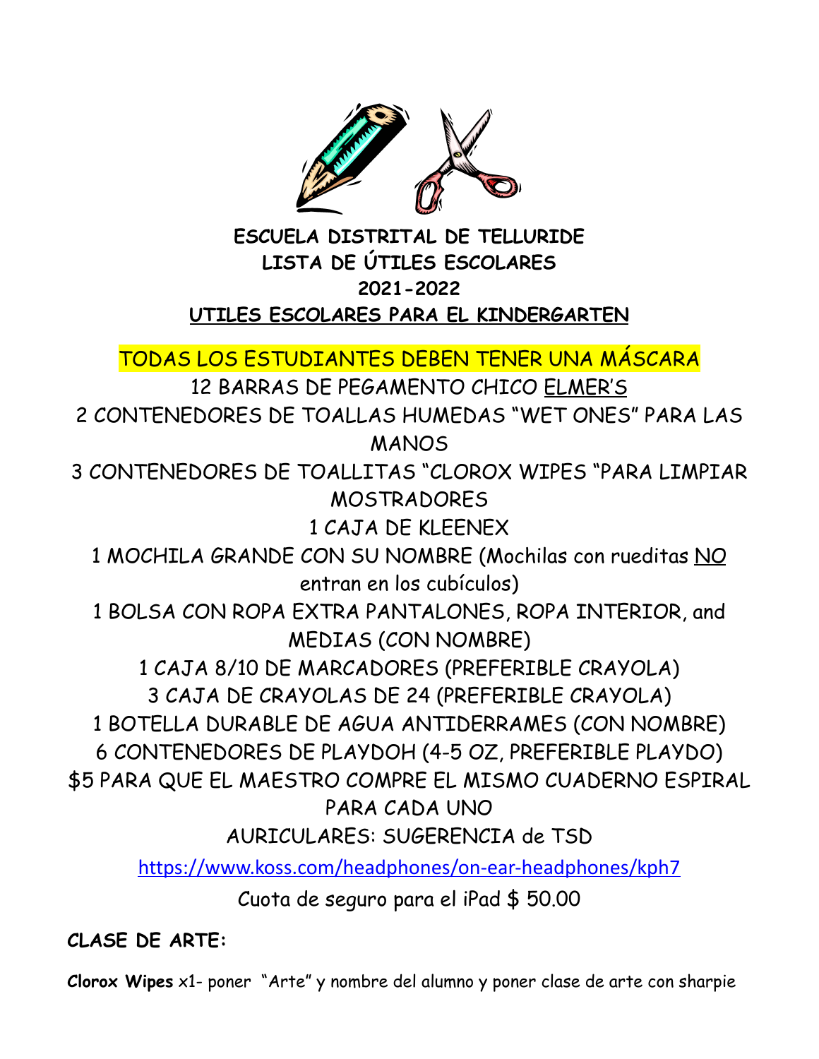**ESCUELA DISTRITAL DE TELLURIDE**
**LISTA DE ÚTILES ESCOLARES**
**2021-2022**
**UTILES ESCOLARES PARA EL KINDERGARTEN**

TODAS LOS ESTUDIANTES DEBEN TENER UNA MÁSCARA

12 BARRAS DE PEGAMENTO CHICO ELMER'S

2 CONTENEDORES DE TOALLAS HUMEDAS "WET ONES" PARA LAS MANOS

3 CONTENEDORES DE TOALLITAS "CLOROX WIPES "PARA LIMPIAR MOSTRADORES

1 CAJA DE KLEENEX

1 MOCHILA GRANDE CON SU NOMBRE (Mochilas con rueditas NO entran en los cubículos)

1 BOLSA CON ROPA EXTRA PANTALONES, ROPA INTERIOR, and MEDIAS (CON NOMBRE)

1 CAJA 8/10 DE MARCADORES (PREFERIBLE CRAYOLA)

3 CAJA DE CRAYOLAS DE 24 (PREFERIBLE CRAYOLA)

1 BOTELLA DURABLE DE AGUA ANTIDERRAMES (CON NOMBRE)

6 CONTENEDORES DE PLAYDOH (4-5 OZ, PREFERIBLE PLAYDO)

$5 PARA QUE EL MAESTRO COMPRE EL MISMO CUADERNO ESPIRAL PARA CADA UNO

AURICULARES: SUGERENCIA de TSD

https://www.koss.com/headphones/on-ear-headphones/kph7

Cuota de seguro para el iPad $ 50.00

**CLASE DE ARTE:**

**Clorox Wipes** x1- poner "Arte" y nombre del alumno y poner clase de arte con sharpie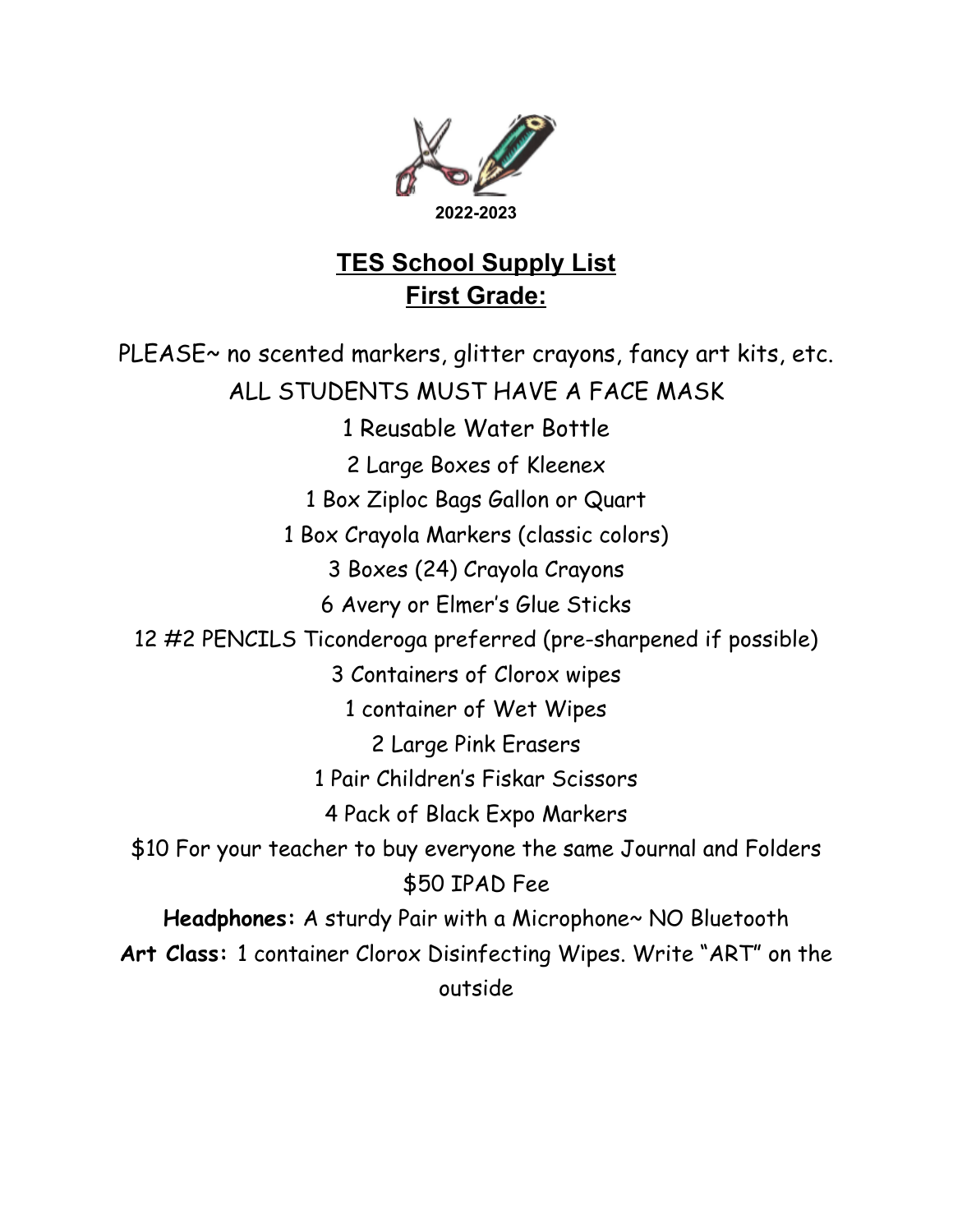2022-2023

# TES School Supply List
## First Grade:

PLEASE~ no scented markers, glitter crayons, fancy art kits, etc.

ALL STUDENTS MUST HAVE A FACE MASK

1 Reusable Water Bottle

2 Large Boxes of Kleenex

1 Box Ziploc Bags Gallon or Quart

1 Box Crayola Markers (classic colors)

3 Boxes (24) Crayola Crayons

6 Avery or Elmer's Glue Sticks

12 #2 PENCILS Ticonderoga preferred (pre-sharpened if possible)

3 Containers of Clorox wipes

1 container of Wet Wipes

2 Large Pink Erasers

1 Pair Children's Fiskar Scissors

4 Pack of Black Expo Markers

$10 For your teacher to buy everyone the same Journal and Folders

$50 IPAD Fee

**Headphones:** A sturdy Pair with a Microphone~ NO Bluetooth

**Art Class:** 1 container Clorox Disinfecting Wipes. Write "ART" on the outside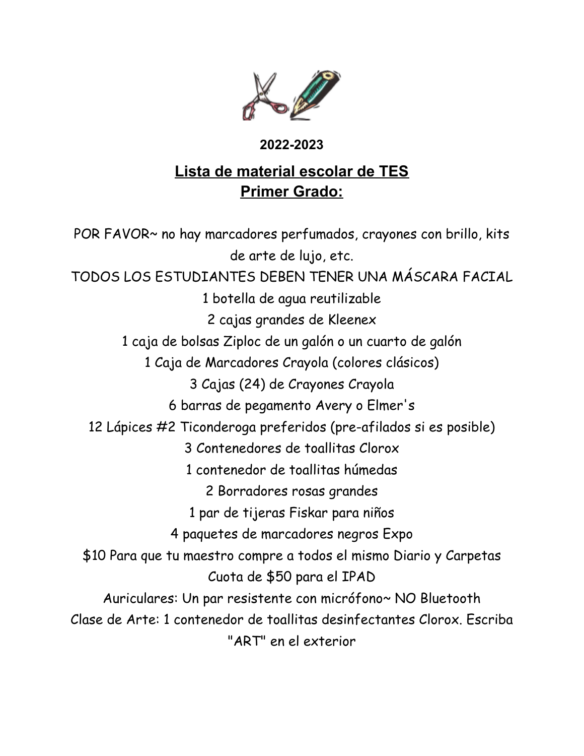**2022-2023**

## Lista de material escolar de TES
## Primer Grado:

POR FAVOR~ no hay marcadores perfumados, crayones con brillo, kits de arte de lujo, etc.

TODOS LOS ESTUDIANTES DEBEN TENER UNA MÁSCARA FACIAL

1 botella de agua reutilizable

2 cajas grandes de Kleenex

1 caja de bolsas Ziploc de un galón o un cuarto de galón

1 Caja de Marcadores Crayola (colores clásicos)

3 Cajas (24) de Crayones Crayola

6 barras de pegamento Avery o Elmer's

12 Lápices #2 Ticonderoga preferidos (pre-afilados si es posible)

3 Contenedores de toallitas Clorox

1 contenedor de toallitas húmedas

2 Borradores rosas grandes

1 par de tijeras Fiskar para niños

4 paquetes de marcadores negros Expo

$10 Para que tu maestro compre a todos el mismo Diario y Carpetas

Cuota de $50 para el IPAD

Auriculares: Un par resistente con micrófono~ NO Bluetooth

Clase de Arte: 1 contenedor de toallitas desinfectantes Clorox. Escriba "ART" en el exterior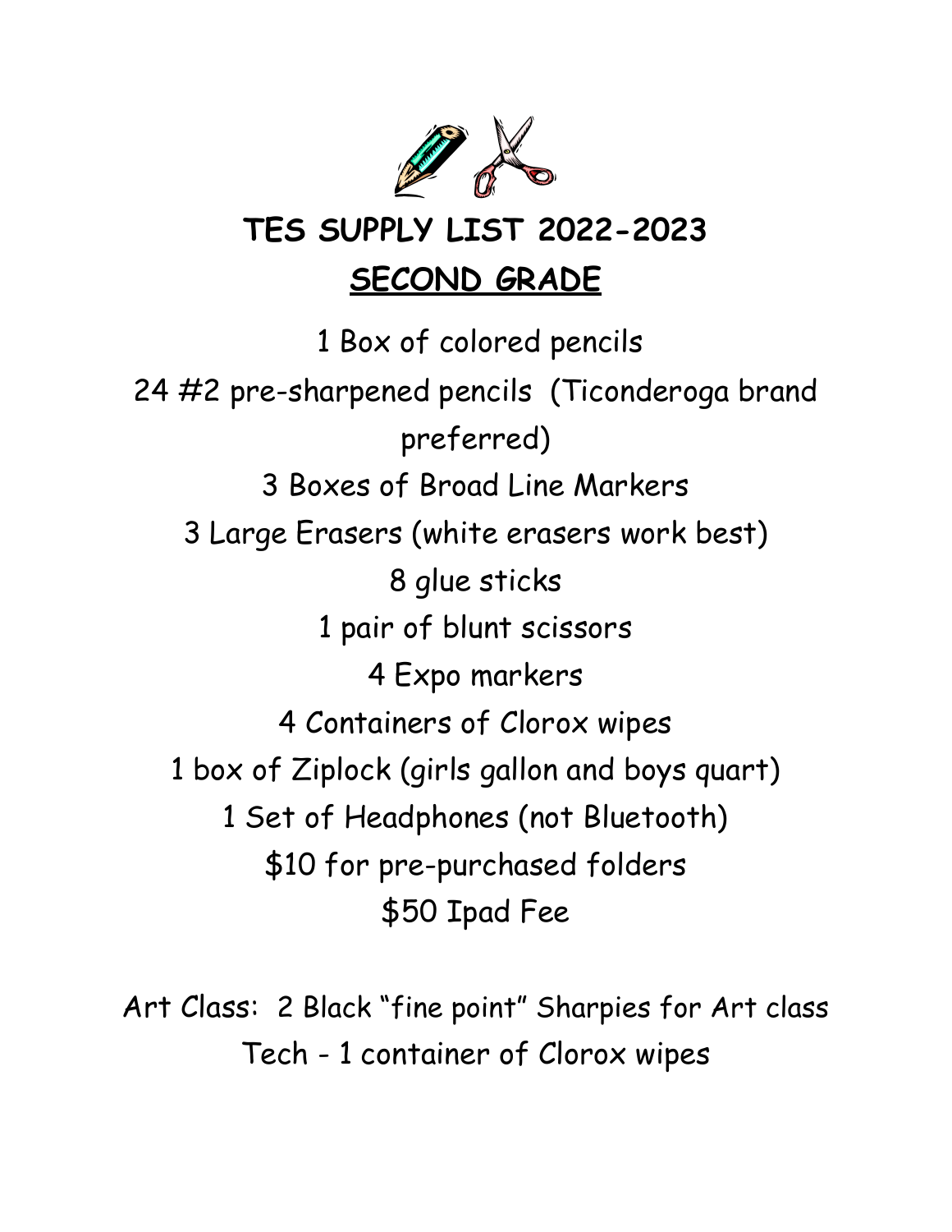# TES SUPPLY LIST 2022-2023

## SECOND GRADE

1 Box of colored pencils

24 #2 pre-sharpened pencils (Ticonderoga brand preferred)

3 Boxes of Broad Line Markers

3 Large Erasers (white erasers work best)

8 glue sticks

1 pair of blunt scissors

4 Expo markers

4 Containers of Clorox wipes

1 box of Ziplock (girls gallon and boys quart)

1 Set of Headphones (not Bluetooth)

$10 for pre-purchased folders

$50 Ipad Fee

Art Class: 2 Black "fine point" Sharpies for Art class

Tech - 1 container of Clorox wipes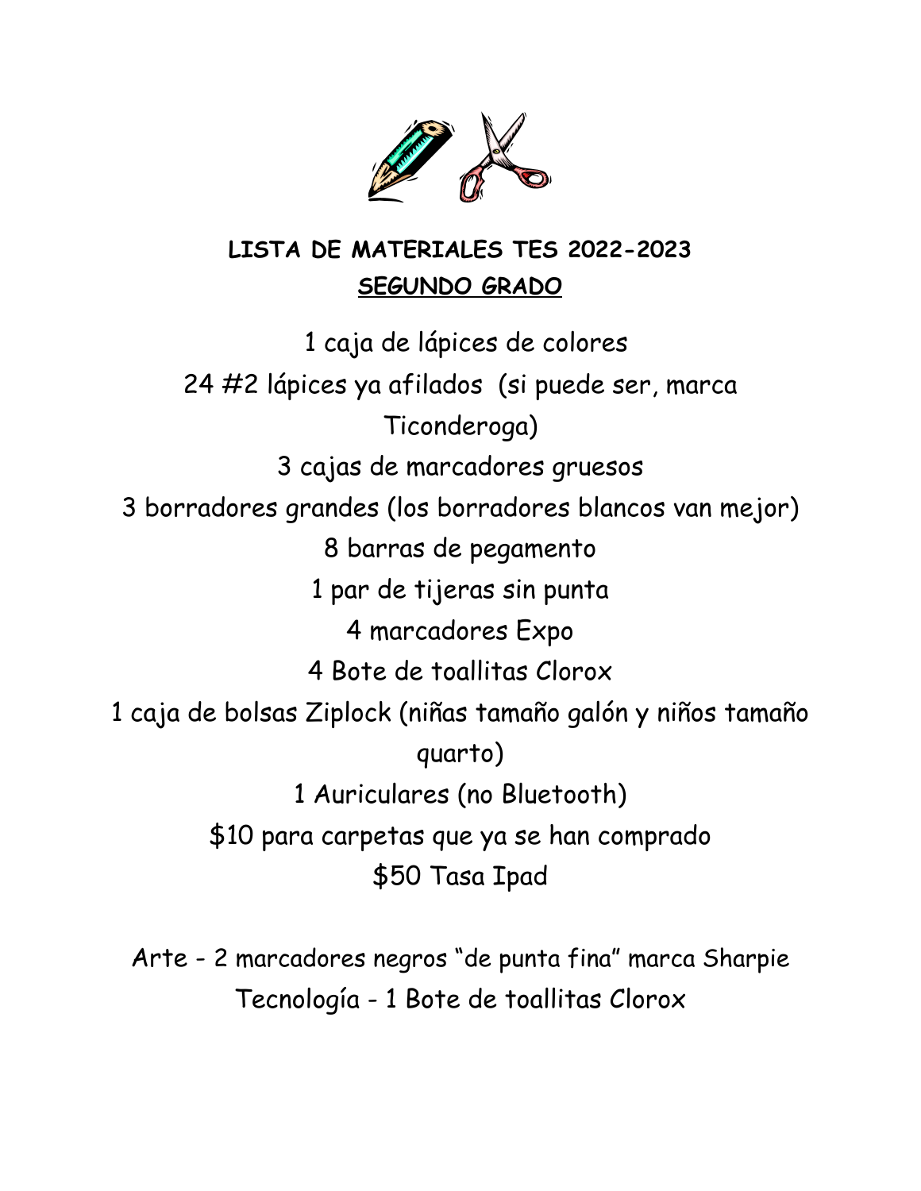**LISTA DE MATERIALES TES 2022-2023**

**SEGUNDO GRADO**

1 caja de lápices de colores

24 #2 lápices ya afilados (si puede ser, marca Ticonderoga)

3 cajas de marcadores gruesos

3 borradores grandes (los borradores blancos van mejor)

8 barras de pegamento

1 par de tijeras sin punta

4 marcadores Expo

4 Bote de toallitas Clorox

1 caja de bolsas Ziplock (niñas tamaño galón y niños tamaño quarto)

1 Auriculares (no Bluetooth)

$10 para carpetas que ya se han comprado

$50 Tasa Ipad

Arte - 2 marcadores negros "de punta fina" marca Sharpie

Tecnología - 1 Bote de toallitas Clorox